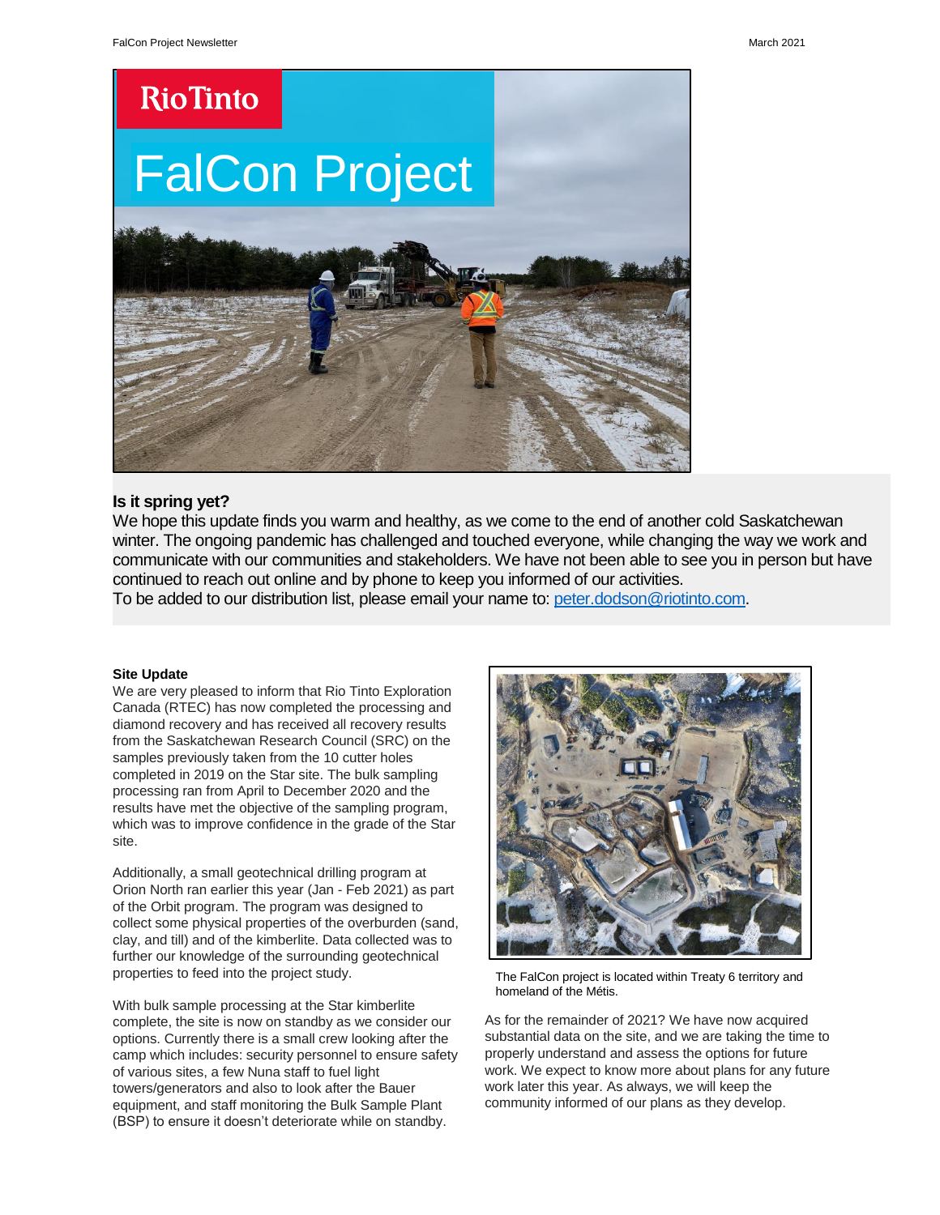Rio Tinto

# FalCon Project

## Is it spring yet?

We hope this update finds you warm and healthy, as we come to the end of another cold Saskatchewan winter. The ongoing pandemic has challenged and touched everyone, while changing the way we work and communicate with our communities and stakeholders. We have not been able to see you in person but have continued to reach out online and by phone to keep you informed of our activities.

To be added to our distribution list, please email your name to: peter.dodson@riotinto.com.

### Site Update

We are very pleased to inform that Rio Tinto Exploration Canada (RTEC) has now completed the processing and diamond recovery and has received all recovery results from the Saskatchewan Research Council (SRC) on the samples previously taken from the 10 cutter holes completed in 2019 on the Star site. The bulk sampling processing ran from April to December 2020 and the results have met the objective of the sampling program, which was to improve confidence in the grade of the Star site.

Additionally, a small geotechnical drilling program at Orion North ran earlier this year (Jan - Feb 2021) as part of the Orbit program. The program was designed to collect some physical properties of the overburden (sand, clay, and till) and of the kimberlite. Data collected was to further our knowledge of the surrounding geotechnical properties to feed into the project study.

With bulk sample processing at the Star kimberlite complete, the site is now on standby as we consider our options. Currently there is a small crew looking after the camp which includes: security personnel to ensure safety of various sites, a few Nuna staff to fuel light towers/generators and also to look after the Bauer equipment, and staff monitoring the Bulk Sample Plant (BSP) to ensure it doesn't deteriorate while on standby.

The FalCon project is located within Treaty 6 territory and homeland of the Métis.

As for the remainder of 2021? We have now acquired substantial data on the site, and we are taking the time to properly understand and assess the options for future work. We expect to know more about plans for any future work later this year. As always, we will keep the community informed of our plans as they develop.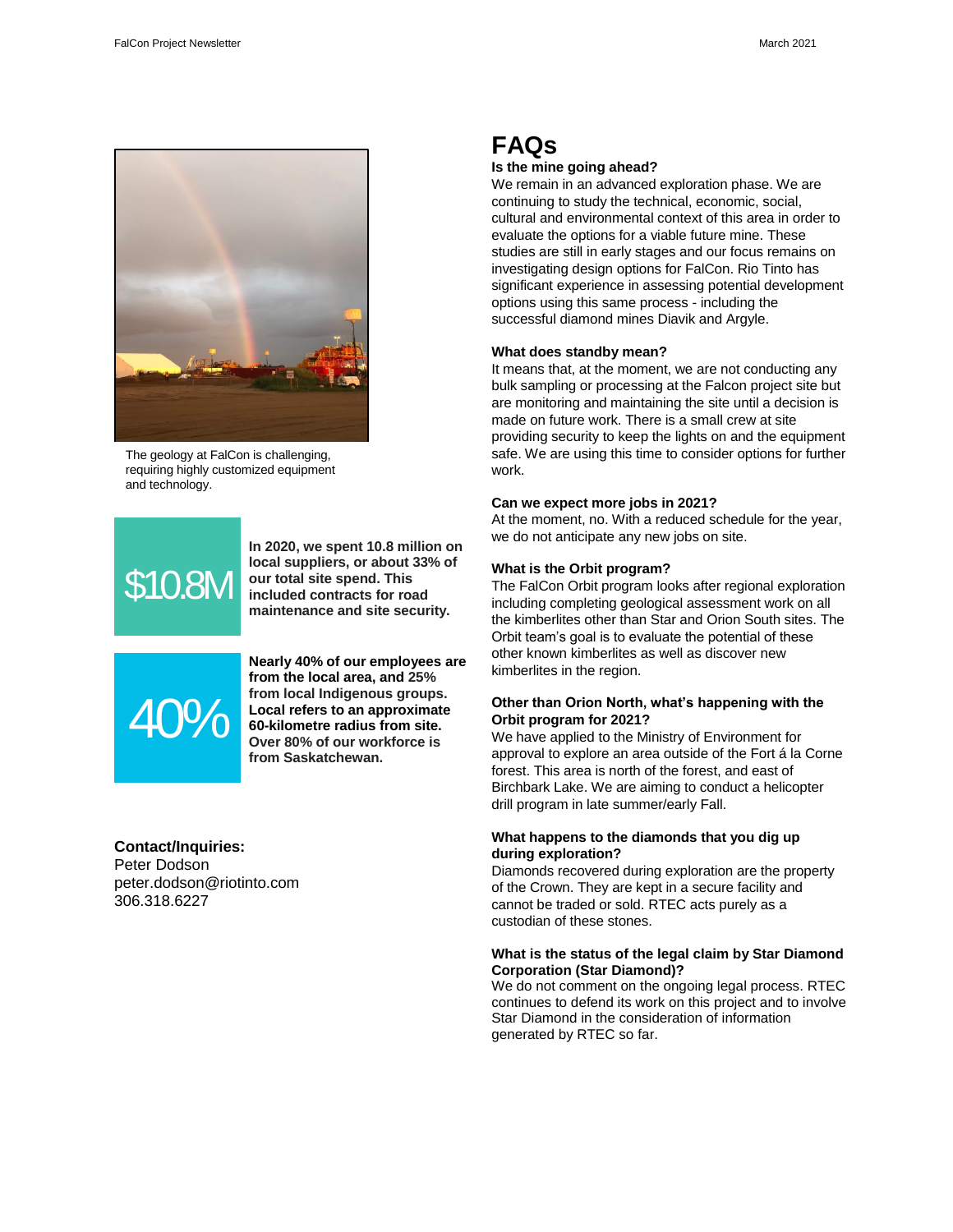The geology at FalCon is challenging, requiring highly customized equipment and technology.

**$10.8M**

**In 2020, we spent 10.8 million on local suppliers, or about 33% of our total site spend. This included contracts for road maintenance and site security.**

**40%**

**Nearly 40% of our employees are from the local area, and 25% from local Indigenous groups. Local refers to an approximate 60-kilometre radius from site. Over 80% of our workforce is from Saskatchewan.**

**Contact/Inquiries:**
Peter Dodson
peter.dodson@riotinto.com
306.318.6227

# FAQs

**Is the mine going ahead?**
We remain in an advanced exploration phase. We are continuing to study the technical, economic, social, cultural and environmental context of this area in order to evaluate the options for a viable future mine. These studies are still in early stages and our focus remains on investigating design options for FalCon. Rio Tinto has significant experience in assessing potential development options using this same process - including the successful diamond mines Diavik and Argyle.

**What does standby mean?**
It means that, at the moment, we are not conducting any bulk sampling or processing at the Falcon project site but are monitoring and maintaining the site until a decision is made on future work. There is a small crew at site providing security to keep the lights on and the equipment safe. We are using this time to consider options for further work.

**Can we expect more jobs in 2021?**
At the moment, no. With a reduced schedule for the year, we do not anticipate any new jobs on site.

**What is the Orbit program?**
The FalCon Orbit program looks after regional exploration including completing geological assessment work on all the kimberlites other than Star and Orion South sites. The Orbit team's goal is to evaluate the potential of these other known kimberlites as well as discover new kimberlites in the region.

**Other than Orion North, what's happening with the Orbit program for 2021?**
We have applied to the Ministry of Environment for approval to explore an area outside of the Fort á la Corne forest. This area is north of the forest, and east of Birchbark Lake. We are aiming to conduct a helicopter drill program in late summer/early Fall.

**What happens to the diamonds that you dig up during exploration?**
Diamonds recovered during exploration are the property of the Crown. They are kept in a secure facility and cannot be traded or sold. RTEC acts purely as a custodian of these stones.

**What is the status of the legal claim by Star Diamond Corporation (Star Diamond)?**
We do not comment on the ongoing legal process. RTEC continues to defend its work on this project and to involve Star Diamond in the consideration of information generated by RTEC so far.